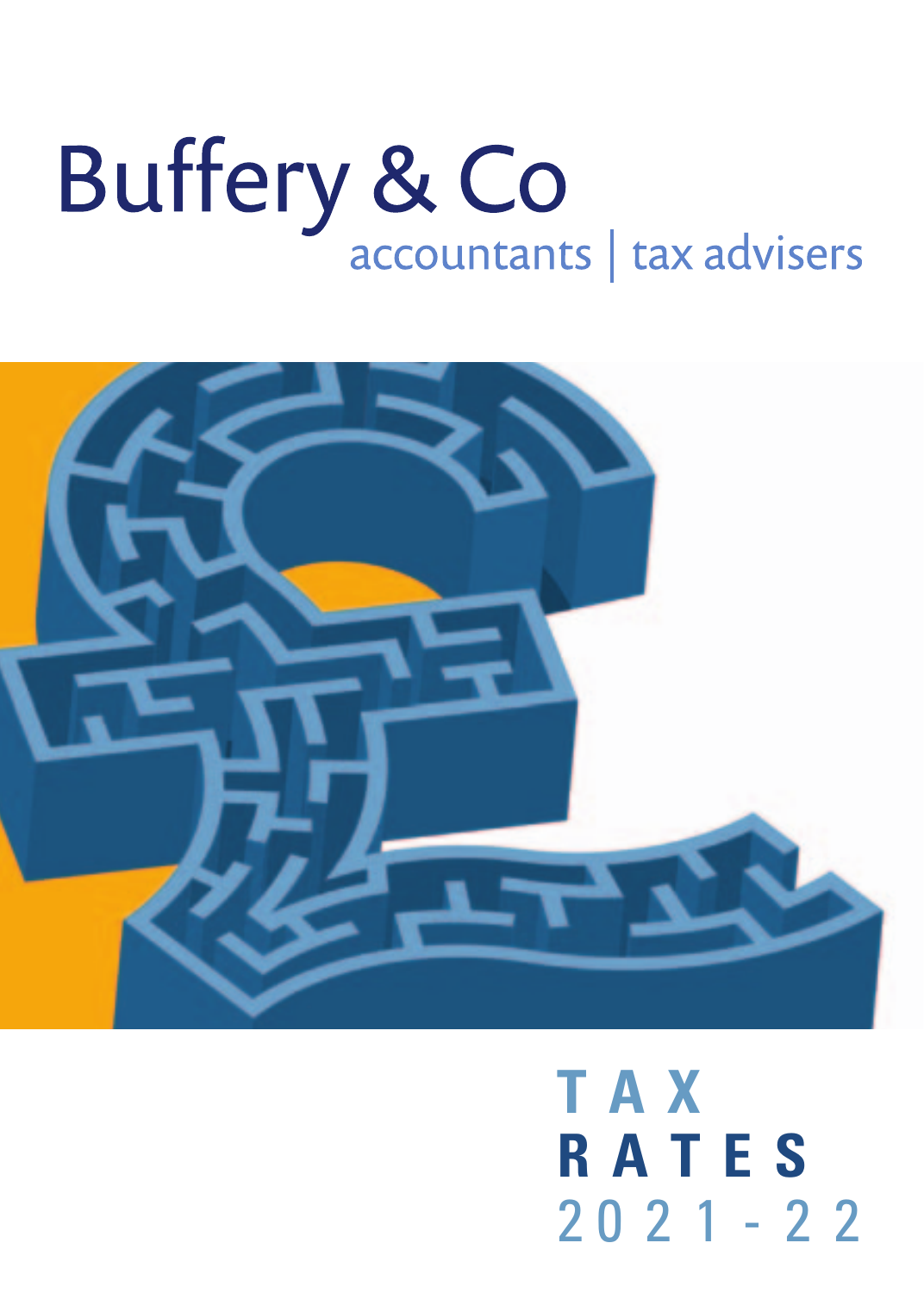# Buffery & Co

accountants | tax advisers

# TAX RATES 2021-22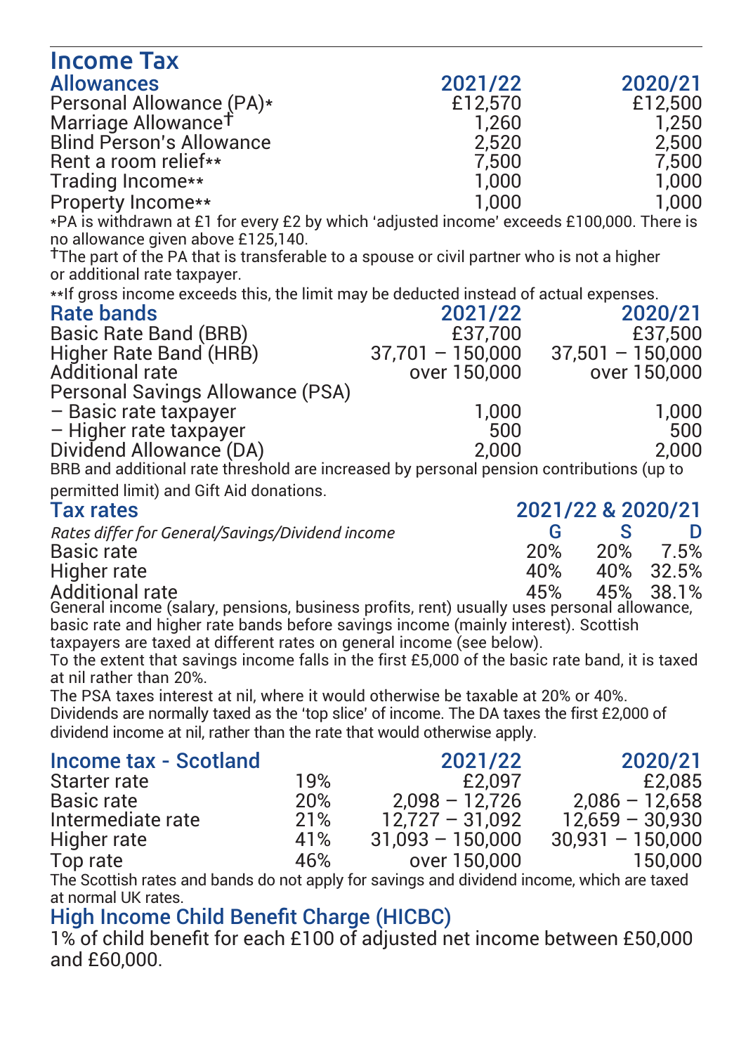# Income Tax

## Allowances

| Allowances | 2021/22 | 2020/21 |
|---|---|---|
| Personal Allowance (PA)* | £12,570 | £12,500 |
| Marriage Allowance† | 1,260 | 1,250 |
| Blind Person's Allowance | 2,520 | 2,500 |
| Rent a room relief** | 7,500 | 7,500 |
| Trading Income** | 1,000 | 1,000 |
| Property Income** | 1,000 | 1,000 |

*PA is withdrawn at £1 for every £2 by which 'adjusted income' exceeds £100,000. There is no allowance given above £125,140.

†The part of the PA that is transferable to a spouse or civil partner who is not a higher or additional rate taxpayer.

**If gross income exceeds this, the limit may be deducted instead of actual expenses.

## Rate bands

| Rate bands | 2021/22 | 2020/21 |
|---|---|---|
| Basic Rate Band (BRB) | £37,700 | £37,500 |
| Higher Rate Band (HRB) | 37,701 – 150,000 | 37,501 – 150,000 |
| Additional rate | over 150,000 | over 150,000 |
| Personal Savings Allowance (PSA) | | |
| – Basic rate taxpayer | 1,000 | 1,000 |
| – Higher rate taxpayer | 500 | 500 |
| Dividend Allowance (DA) | 2,000 | 2,000 |

BRB and additional rate threshold are increased by personal pension contributions (up to permitted limit) and Gift Aid donations.

## Tax rates

| *Rates differ for General/Savings/Dividend income* | 2021/22 & 2020/21 G | S | D |
|---|---|---|---|
| Basic rate | 20% | 20% | 7.5% |
| Higher rate | 40% | 40% | 32.5% |
| Additional rate | 45% | 45% | 38.1% |

General income (salary, pensions, business profits, rent) usually uses personal allowance, basic rate and higher rate bands before savings income (mainly interest). Scottish taxpayers are taxed at different rates on general income (see below).

To the extent that savings income falls in the first £5,000 of the basic rate band, it is taxed at nil rather than 20%.

The PSA taxes interest at nil, where it would otherwise be taxable at 20% or 40%.

Dividends are normally taxed as the 'top slice' of income. The DA taxes the first £2,000 of dividend income at nil, rather than the rate that would otherwise apply.

## Income tax - Scotland

| Income tax - Scotland | | 2021/22 | 2020/21 |
|---|---|---|---|
| Starter rate | 19% | £2,097 | £2,085 |
| Basic rate | 20% | 2,098 – 12,726 | 2,086 – 12,658 |
| Intermediate rate | 21% | 12,727 – 31,092 | 12,659 – 30,930 |
| Higher rate | 41% | 31,093 – 150,000 | 30,931 – 150,000 |
| Top rate | 46% | over 150,000 | 150,000 |

The Scottish rates and bands do not apply for savings and dividend income, which are taxed at normal UK rates.

## High Income Child Benefit Charge (HICBC)

1% of child benefit for each £100 of adjusted net income between £50,000 and £60,000.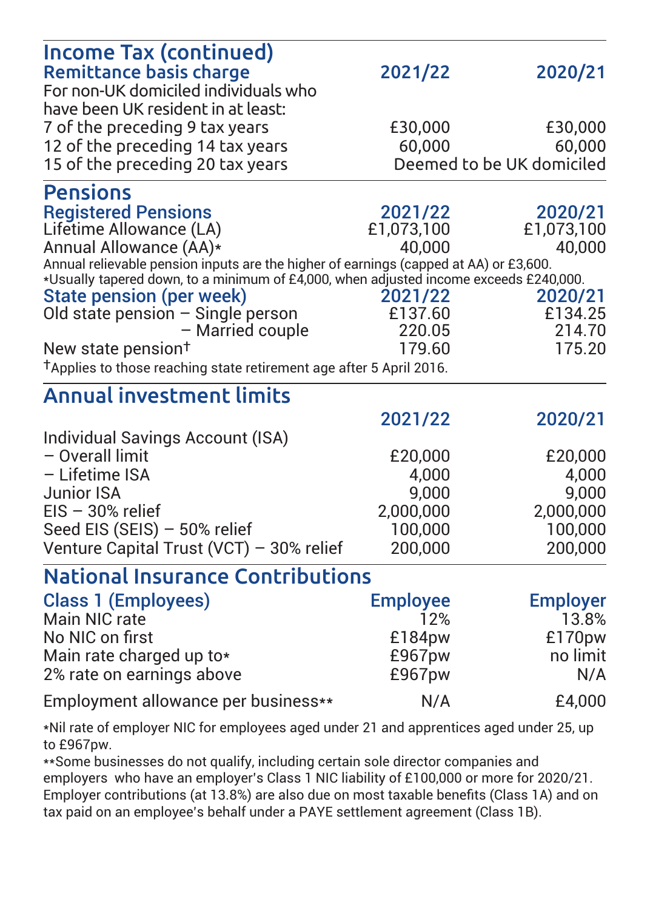## Income Tax (continued)

### Remittance basis charge

| | 2021/22 | 2020/21 |
|---|---|---|
| For non-UK domiciled individuals who have been UK resident in at least: | | |
| 7 of the preceding 9 tax years | £30,000 | £30,000 |
| 12 of the preceding 14 tax years | 60,000 | 60,000 |
| 15 of the preceding 20 tax years | Deemed to be UK domiciled | |

## Pensions

### Registered Pensions

| | 2021/22 | 2020/21 |
|---|---|---|
| Lifetime Allowance (LA) | £1,073,100 | £1,073,100 |
| Annual Allowance (AA)* | 40,000 | 40,000 |

Annual relievable pension inputs are the higher of earnings (capped at AA) or £3,600.

*Usually tapered down, to a minimum of £4,000, when adjusted income exceeds £240,000.

### State pension (per week)

| | 2021/22 | 2020/21 |
|---|---|---|
| Old state pension – Single person | £137.60 | £134.25 |
| – Married couple | 220.05 | 214.70 |
| New state pension† | 179.60 | 175.20 |

†Applies to those reaching state retirement age after 5 April 2016.

## Annual investment limits

| | 2021/22 | 2020/21 |
|---|---|---|
| Individual Savings Account (ISA) | | |
| – Overall limit | £20,000 | £20,000 |
| – Lifetime ISA | 4,000 | 4,000 |
| Junior ISA | 9,000 | 9,000 |
| EIS – 30% relief | 2,000,000 | 2,000,000 |
| Seed EIS (SEIS) – 50% relief | 100,000 | 100,000 |
| Venture Capital Trust (VCT) – 30% relief | 200,000 | 200,000 |

## National Insurance Contributions

| Class 1 (Employees) | Employee | Employer |
|---|---|---|
| Main NIC rate | 12% | 13.8% |
| No NIC on first | £184pw | £170pw |
| Main rate charged up to* | £967pw | no limit |
| 2% rate on earnings above | £967pw | N/A |
| Employment allowance per business** | N/A | £4,000 |

*Nil rate of employer NIC for employees aged under 21 and apprentices aged under 25, up to £967pw.

**Some businesses do not qualify, including certain sole director companies and employers who have an employer's Class 1 NIC liability of £100,000 or more for 2020/21.

Employer contributions (at 13.8%) are also due on most taxable benefits (Class 1A) and on tax paid on an employee's behalf under a PAYE settlement agreement (Class 1B).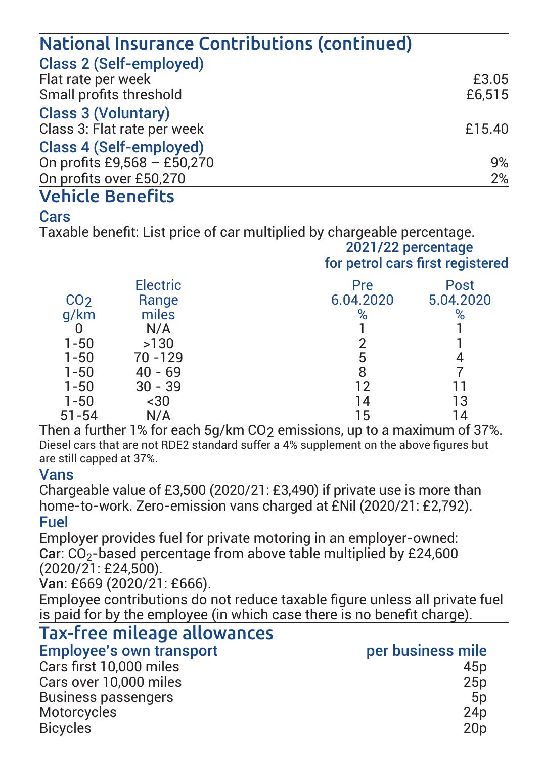## National Insurance Contributions (continued)

### Class 2 (Self-employed)

| | |
|---|---|
| Flat rate per week | £3.05 |
| Small profits threshold | £6,515 |

### Class 3 (Voluntary)

| | |
|---|---|
| Class 3: Flat rate per week | £15.40 |

### Class 4 (Self-employed)

| | |
|---|---|
| On profits £9,568 – £50,270 | 9% |
| On profits over £50,270 | 2% |

## Vehicle Benefits

### Cars

Taxable benefit: List price of car multiplied by chargeable percentage.

| | | 2021/22 percentage for petrol cars first registered | |
|---|---|---|---|
| $CO_2$ g/km | Electric Range miles | Pre 6.04.2020 % | Post 5.04.2020 % |
| 0 | N/A | 1 | 1 |
| 1-50 | >130 | 2 | 1 |
| 1-50 | 70 -129 | 5 | 4 |
| 1-50 | 40 - 69 | 8 | 7 |
| 1-50 | 30 - 39 | 12 | 11 |
| 1-50 | <30 | 14 | 13 |
| 51-54 | N/A | 15 | 14 |

Then a further 1% for each 5g/km $CO_2$ emissions, up to a maximum of 37%.

Diesel cars that are not RDE2 standard suffer a 4% supplement on the above figures but are still capped at 37%.

### Vans

Chargeable value of £3,500 (2020/21: £3,490) if private use is more than home-to-work. Zero-emission vans charged at £Nil (2020/21: £2,792).

### Fuel

Employer provides fuel for private motoring in an employer-owned:

**Car:** $CO_2$-based percentage from above table multiplied by £24,600 (2020/21: £24,500).

**Van:** £669 (2020/21: £666).

Employee contributions do not reduce taxable figure unless all private fuel is paid for by the employee (in which case there is no benefit charge).

## Tax-free mileage allowances

| Employee's own transport | per business mile |
|---|---|
| Cars first 10,000 miles | 45p |
| Cars over 10,000 miles | 25p |
| Business passengers | 5p |
| Motorcycles | 24p |
| Bicycles | 20p |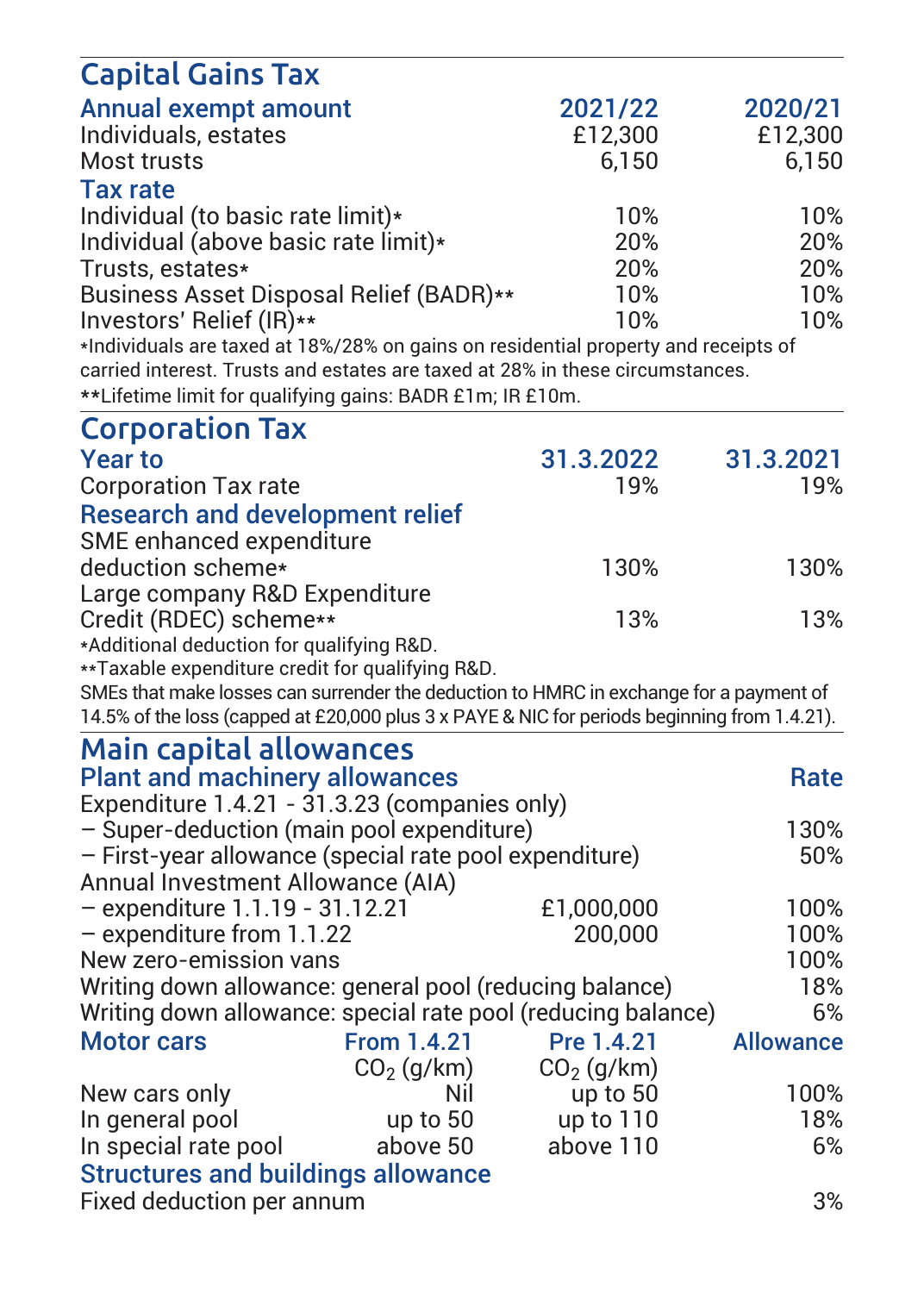## Capital Gains Tax

| Annual exempt amount | 2021/22 | 2020/21 |
|---|---|---|
| Individuals, estates | £12,300 | £12,300 |
| Most trusts | 6,150 | 6,150 |
| **Tax rate** | | |
| Individual (to basic rate limit)* | 10% | 10% |
| Individual (above basic rate limit)* | 20% | 20% |
| Trusts, estates* | 20% | 20% |
| Business Asset Disposal Relief (BADR)** | 10% | 10% |
| Investors' Relief (IR)** | 10% | 10% |

*Individuals are taxed at 18%/28% on gains on residential property and receipts of carried interest. Trusts and estates are taxed at 28% in these circumstances.

**Lifetime limit for qualifying gains: BADR £1m; IR £10m.

## Corporation Tax

| Year to | 31.3.2022 | 31.3.2021 |
|---|---|---|
| Corporation Tax rate | 19% | 19% |
| **Research and development relief** | | |
| SME enhanced expenditure deduction scheme* | 130% | 130% |
| Large company R&D Expenditure Credit (RDEC) scheme** | 13% | 13% |

*Additional deduction for qualifying R&D.

**Taxable expenditure credit for qualifying R&D.

SMEs that make losses can surrender the deduction to HMRC in exchange for a payment of 14.5% of the loss (capped at £20,000 plus 3 x PAYE & NIC for periods beginning from 1.4.21).

## Main capital allowances

| Plant and machinery allowances | | Rate |
|---|---|---|
| Expenditure 1.4.21 - 31.3.23 (companies only) | | |
| – Super-deduction (main pool expenditure) | | 130% |
| – First-year allowance (special rate pool expenditure) | | 50% |
| Annual Investment Allowance (AIA) | | |
| – expenditure 1.1.19 - 31.12.21 | £1,000,000 | 100% |
| – expenditure from 1.1.22 | 200,000 | 100% |
| New zero-emission vans | | 100% |
| Writing down allowance: general pool (reducing balance) | | 18% |
| Writing down allowance: special rate pool (reducing balance) | | 6% |

| Motor cars | From 1.4.21 $CO_2$ (g/km) | Pre 1.4.21 $CO_2$ (g/km) | Allowance |
|---|---|---|---|
| New cars only | Nil | up to 50 | 100% |
| In general pool | up to 50 | up to 110 | 18% |
| In special rate pool | above 50 | above 110 | 6% |

| Structures and buildings allowance | |
|---|---|
| Fixed deduction per annum | 3% |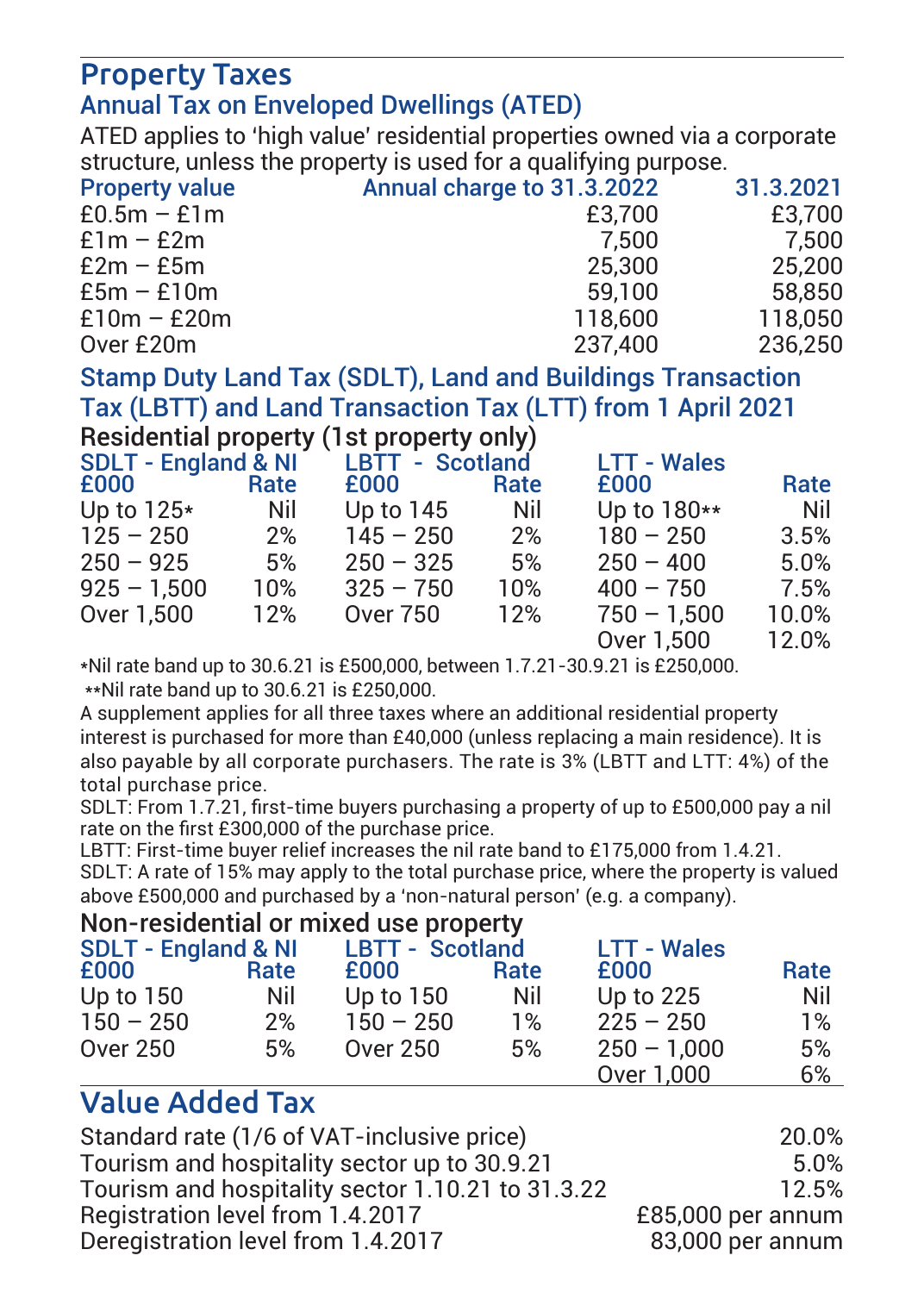# Property Taxes

## Annual Tax on Enveloped Dwellings (ATED)

ATED applies to 'high value' residential properties owned via a corporate structure, unless the property is used for a qualifying purpose.

| Property value | Annual charge to 31.3.2022 | 31.3.2021 |
|---|---|---|
| £0.5m – £1m | £3,700 | £3,700 |
| £1m – £2m | 7,500 | 7,500 |
| £2m – £5m | 25,300 | 25,200 |
| £5m – £10m | 59,100 | 58,850 |
| £10m – £20m | 118,600 | 118,050 |
| Over £20m | 237,400 | 236,250 |

## Stamp Duty Land Tax (SDLT), Land and Buildings Transaction Tax (LBTT) and Land Transaction Tax (LTT) from 1 April 2021

### Residential property (1st property only)

| SDLT - England & NI £000 | Rate | LBTT - Scotland £000 | Rate | LTT - Wales £000 | Rate |
|---|---|---|---|---|---|
| Up to 125* | Nil | Up to 145 | Nil | Up to 180** | Nil |
| 125 – 250 | 2% | 145 – 250 | 2% | 180 – 250 | 3.5% |
| 250 – 925 | 5% | 250 – 325 | 5% | 250 – 400 | 5.0% |
| 925 – 1,500 | 10% | 325 – 750 | 10% | 400 – 750 | 7.5% |
| Over 1,500 | 12% | Over 750 | 12% | 750 – 1,500 | 10.0% |
| | | | | Over 1,500 | 12.0% |

*Nil rate band up to 30.6.21 is £500,000, between 1.7.21-30.9.21 is £250,000.

**Nil rate band up to 30.6.21 is £250,000.

A supplement applies for all three taxes where an additional residential property interest is purchased for more than £40,000 (unless replacing a main residence). It is also payable by all corporate purchasers. The rate is 3% (LBTT and LTT: 4%) of the total purchase price.

SDLT: From 1.7.21, first-time buyers purchasing a property of up to £500,000 pay a nil rate on the first £300,000 of the purchase price.

LBTT: First-time buyer relief increases the nil rate band to £175,000 from 1.4.21.

SDLT: A rate of 15% may apply to the total purchase price, where the property is valued above £500,000 and purchased by a 'non-natural person' (e.g. a company).

### Non-residential or mixed use property

| SDLT - England & NI £000 | Rate | LBTT - Scotland £000 | Rate | LTT - Wales £000 | Rate |
|---|---|---|---|---|---|
| Up to 150 | Nil | Up to 150 | Nil | Up to 225 | Nil |
| 150 – 250 | 2% | 150 – 250 | 1% | 225 – 250 | 1% |
| Over 250 | 5% | Over 250 | 5% | 250 – 1,000 | 5% |
| | | | | Over 1,000 | 6% |

# Value Added Tax

| | |
|---|---|
| Standard rate (1/6 of VAT-inclusive price) | 20.0% |
| Tourism and hospitality sector up to 30.9.21 | 5.0% |
| Tourism and hospitality sector 1.10.21 to 31.3.22 | 12.5% |
| Registration level from 1.4.2017 | £85,000 per annum |
| Deregistration level from 1.4.2017 | 83,000 per annum |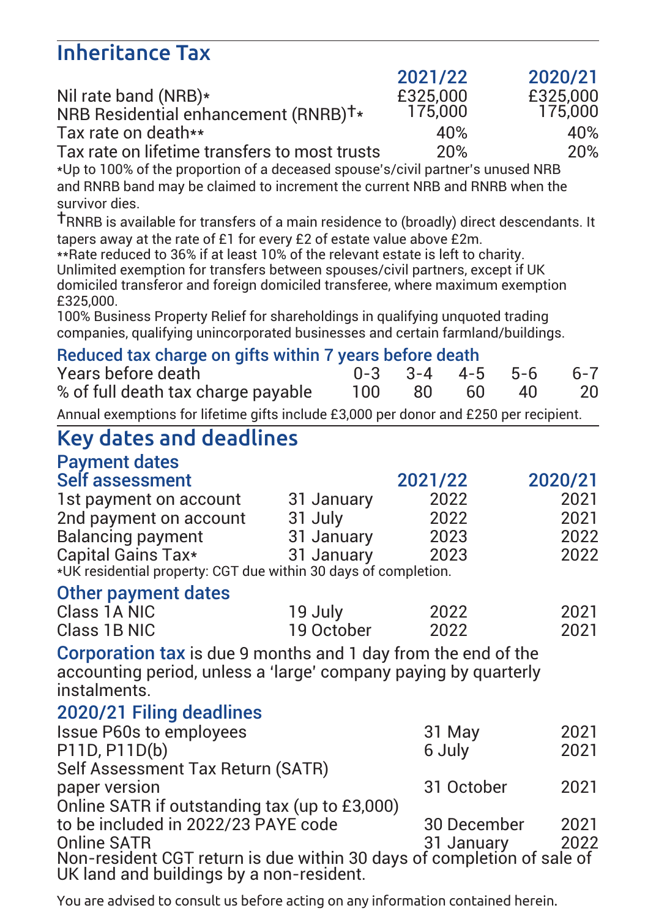## Inheritance Tax

| | 2021/22 | 2020/21 |
|---|---|---|
| Nil rate band (NRB)* | £325,000 | £325,000 |
| NRB Residential enhancement (RNRB)†* | 175,000 | 175,000 |
| Tax rate on death** | 40% | 40% |
| Tax rate on lifetime transfers to most trusts | 20% | 20% |

*Up to 100% of the proportion of a deceased spouse's/civil partner's unused NRB and RNRB band may be claimed to increment the current NRB and RNRB when the survivor dies.

†RNRB is available for transfers of a main residence to (broadly) direct descendants. It tapers away at the rate of £1 for every £2 of estate value above £2m.

**Rate reduced to 36% if at least 10% of the relevant estate is left to charity.

Unlimited exemption for transfers between spouses/civil partners, except if UK domiciled transferor and foreign domiciled transferee, where maximum exemption £325,000.

100% Business Property Relief for shareholdings in qualifying unquoted trading companies, qualifying unincorporated businesses and certain farmland/buildings.

### Reduced tax charge on gifts within 7 years before death

| Years before death | 0-3 | 3-4 | 4-5 | 5-6 | 6-7 |
|---|---|---|---|---|---|
| % of full death tax charge payable | 100 | 80 | 60 | 40 | 20 |

Annual exemptions for lifetime gifts include £3,000 per donor and £250 per recipient.

## Key dates and deadlines

### Payment dates

#### Self assessment

| | | 2021/22 | 2020/21 |
|---|---|---|---|
| 1st payment on account | 31 January | 2022 | 2021 |
| 2nd payment on account | 31 July | 2022 | 2021 |
| Balancing payment | 31 January | 2023 | 2022 |
| Capital Gains Tax* | 31 January | 2023 | 2022 |

*UK residential property: CGT due within 30 days of completion.

#### Other payment dates

| | | | |
|---|---|---|---|
| Class 1A NIC | 19 July | 2022 | 2021 |
| Class 1B NIC | 19 October | 2022 | 2021 |

**Corporation tax** is due 9 months and 1 day from the end of the accounting period, unless a 'large' company paying by quarterly instalments.

### 2020/21 Filing deadlines

| | | |
|---|---|---|
| Issue P60s to employees | 31 May | 2021 |
| P11D, P11D(b) | 6 July | 2021 |
| Self Assessment Tax Return (SATR) paper version | 31 October | 2021 |
| Online SATR if outstanding tax (up to £3,000) to be included in 2022/23 PAYE code | 30 December | 2021 |
| Online SATR | 31 January | 2022 |

Non-resident CGT return is due within 30 days of completion of sale of UK land and buildings by a non-resident.

You are advised to consult us before acting on any information contained herein.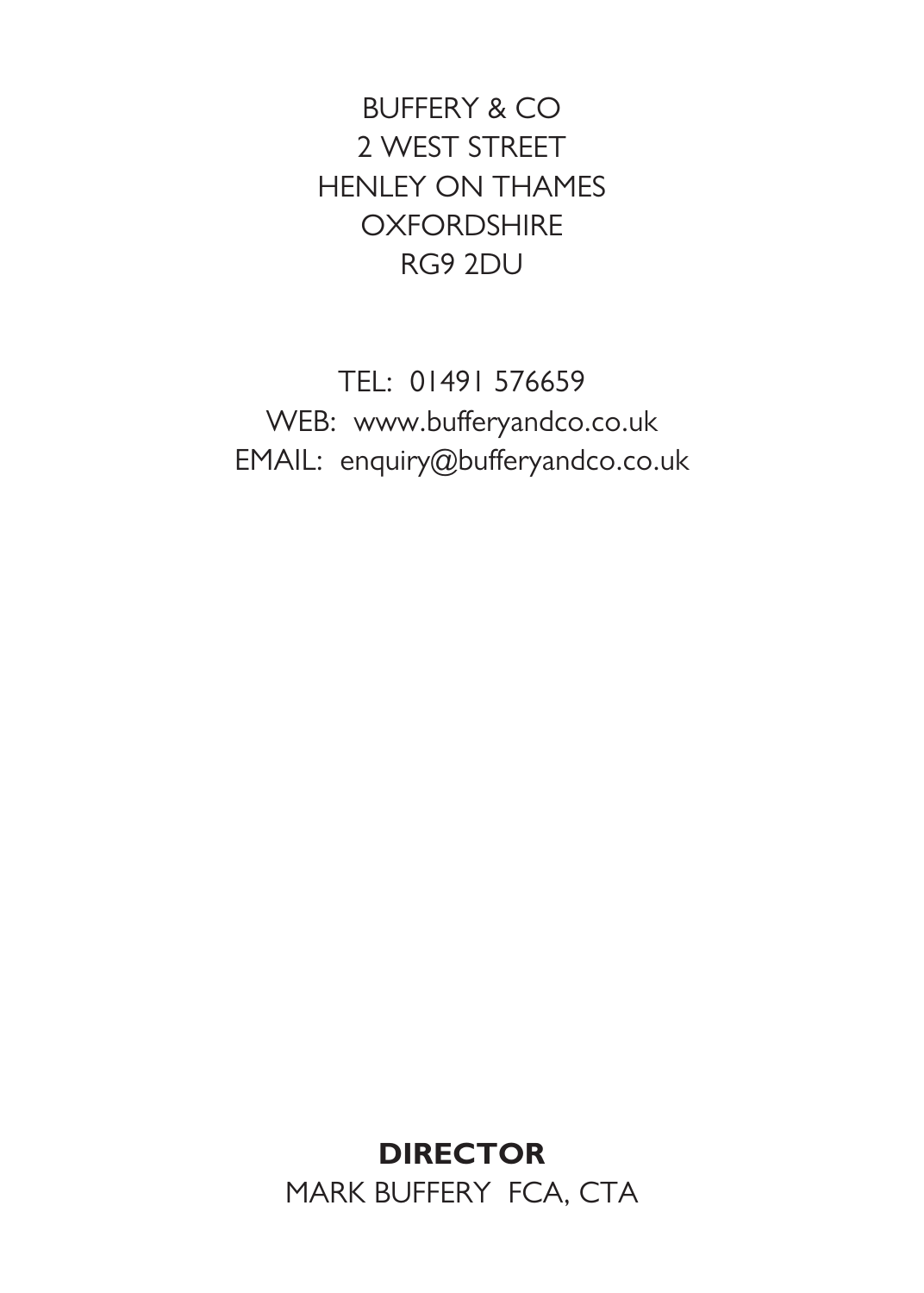BUFFERY & CO
2 WEST STREET
HENLEY ON THAMES
OXFORDSHIRE
RG9 2DU

TEL: 01491 576659
WEB: www.bufferyandco.co.uk
EMAIL: enquiry@bufferyandco.co.uk

**DIRECTOR**

MARK BUFFERY FCA, CTA